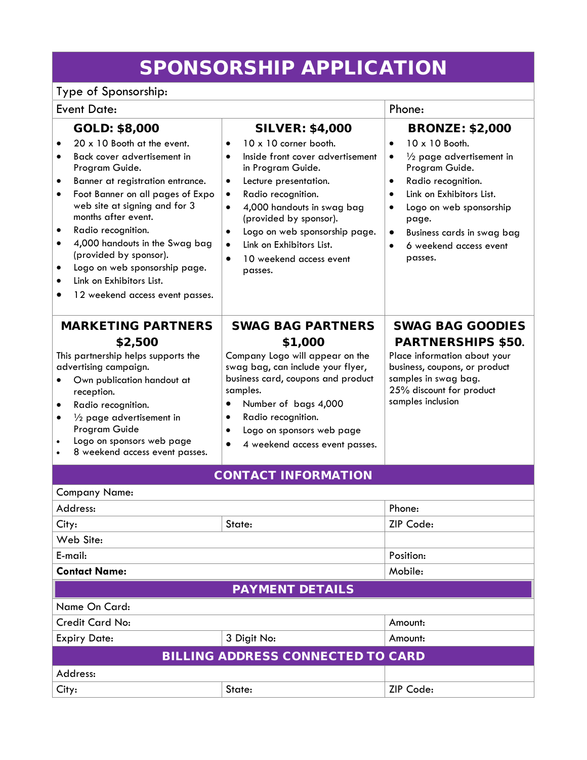# SPONSORSHIP APPLICATION

| Type of Sponsorship: | | |
|---|---|---|
| Event Date: | | Phone: |

### GOLD: $8,000

- 20 x 10 Booth at the event.
- Back cover advertisement in Program Guide.
- Banner at registration entrance.
- Foot Banner on all pages of Expo web site at signing and for 3 months after event.
- Radio recognition.
- 4,000 handouts in the Swag bag (provided by sponsor).
- Logo on web sponsorship page.
- Link on Exhibitors List.
- 12 weekend access event passes.

### SILVER: $4,000

- 10 x 10 corner booth.
- Inside front cover advertisement in Program Guide.
- Lecture presentation.
- Radio recognition.
- 4,000 handouts in swag bag (provided by sponsor).
- Logo on web sponsorship page.
- Link on Exhibitors List.
- 10 weekend access event passes.

### BRONZE: $2,000

- 10 x 10 Booth.
- ½ page advertisement in Program Guide.
- Radio recognition.
- Link on Exhibitors List.
- Logo on web sponsorship page.
- Business cards in swag bag
- 6 weekend access event passes.

### MARKETING PARTNERS $2,500

This partnership helps supports the advertising campaign.

- Own publication handout at reception.
- Radio recognition.
- ½ page advertisement in Program Guide
- Logo on sponsors web page
- 8 weekend access event passes.

### SWAG BAG PARTNERS $1,000

Company Logo will appear on the swag bag, can include your flyer, business card, coupons and product samples.

- Number of bags 4,000
- Radio recognition.
- Logo on sponsors web page
- 4 weekend access event passes.

### SWAG BAG GOODIES PARTNERSHIPS $50.

Place information about your business, coupons, or product samples in swag bag.
25% discount for product samples inclusion

## CONTACT INFORMATION

| Company Name: | | |
|---|---|---|
| Address: | | Phone: |
| City: | State: | ZIP Code: |
| Web Site: | | |
| E-mail: | | Position: |
| **Contact Name:** | | Mobile: |

## PAYMENT DETAILS

| Name On Card: | | |
|---|---|---|
| Credit Card No: | | Amount: |
| Expiry Date: | 3 Digit No: | Amount: |

## BILLING ADDRESS CONNECTED TO CARD

| Address: | | |
|---|---|---|
| City: | State: | ZIP Code: |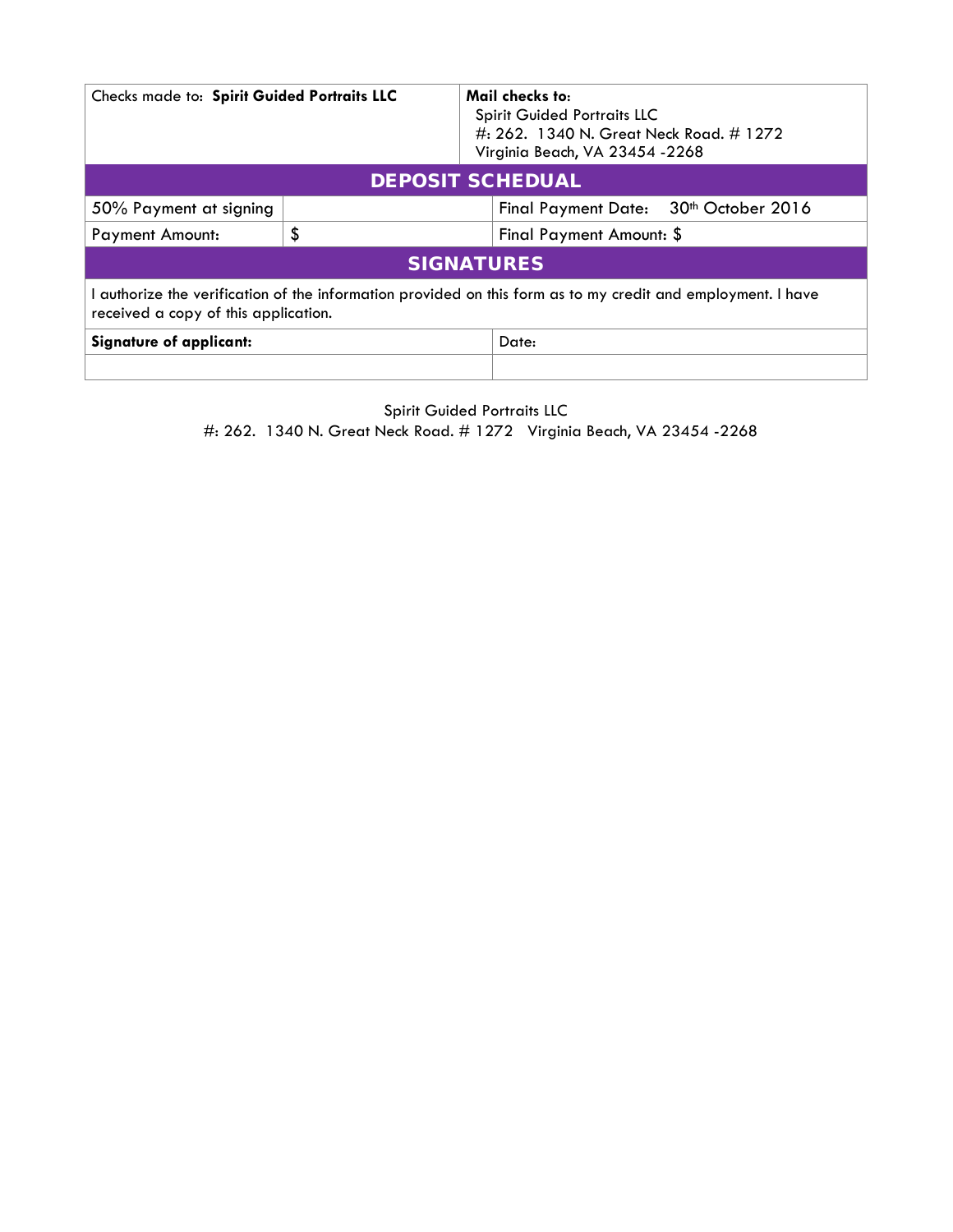| | |
|---|---|
| Checks made to: **Spirit Guided Portraits LLC** | **Mail checks to:** Spirit Guided Portraits LLC #: 262. 1340 N. Great Neck Road. # 1272 Virginia Beach, VA 23454 -2268 |

## DEPOSIT SCHEDUAL

| | | |
|---|---|---|
| 50% Payment at signing | | Final Payment Date: 30th October 2016 |
| Payment Amount: | $ | Final Payment Amount: $ |

## SIGNATURES

I authorize the verification of the information provided on this form as to my credit and employment. I have received a copy of this application.

| **Signature of applicant:** | Date: |
|---|---|
| | |

Spirit Guided Portraits LLC
#: 262. 1340 N. Great Neck Road. # 1272 Virginia Beach, VA 23454 -2268